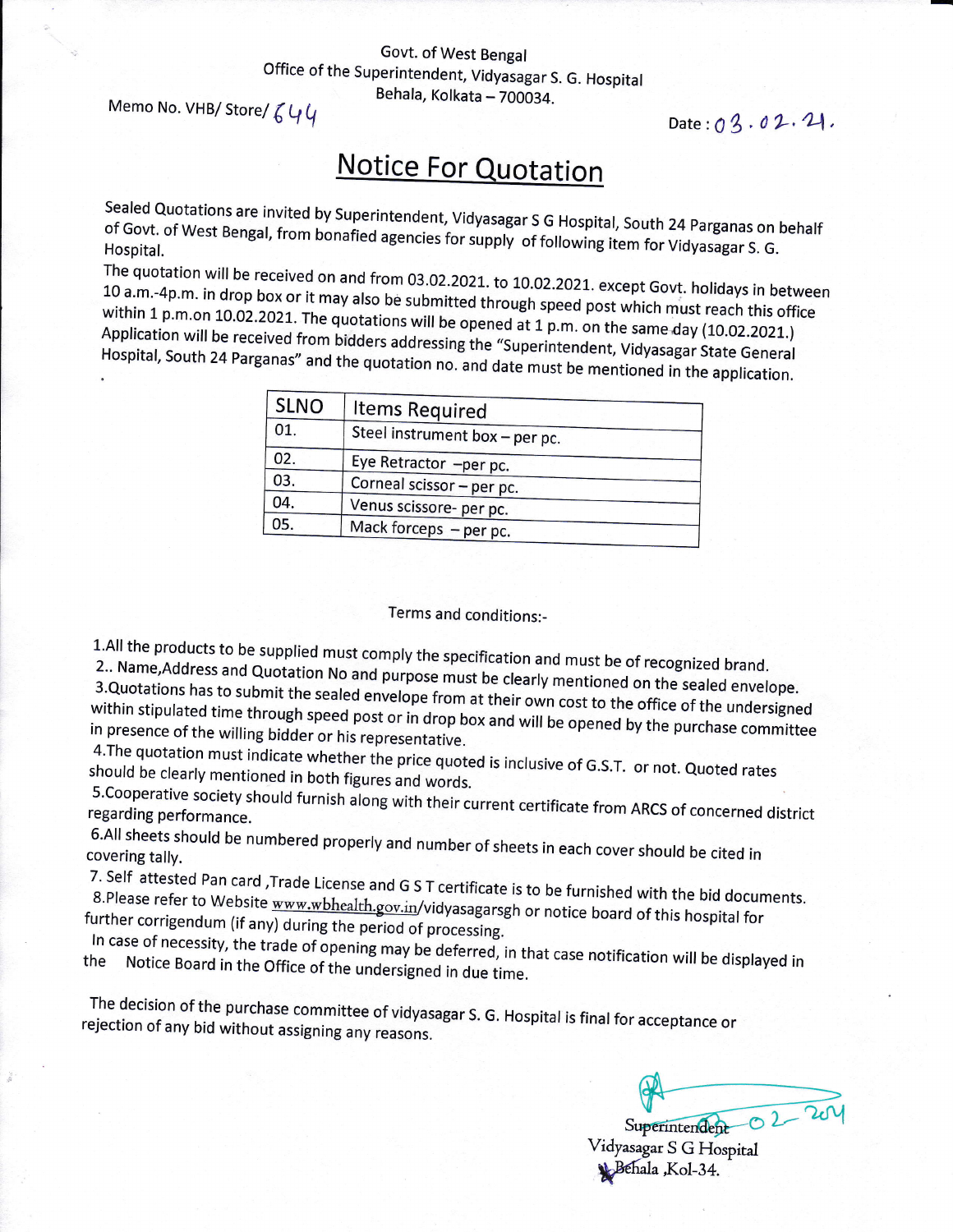Govt. of West Bengal
Office of the Superintendent, Vidyasagar S. G. Hospital
Behala, Kolkata – 700034.

Memo No. VHB/ Store/ 644

Date : 03.02.21.

# Notice For Quotation

Sealed Quotations are invited by Superintendent, Vidyasagar S G Hospital, South 24 Parganas on behalf of Govt. of West Bengal, from bonafied agencies for supply of following item for Vidyasagar S. G. Hospital.

The quotation will be received on and from 03.02.2021. to 10.02.2021. except Govt. holidays in between 10 a.m.-4p.m. in drop box or it may also be submitted through speed post which must reach this office within 1 p.m.on 10.02.2021. The quotations will be opened at 1 p.m. on the same day (10.02.2021.) Application will be received from bidders addressing the "Superintendent, Vidyasagar State General Hospital, South 24 Parganas" and the quotation no. and date must be mentioned in the application.

| SLNO | Items Required |
|---|---|
| 01. | Steel instrument box – per pc. |
| 02. | Eye Retractor –per pc. |
| 03. | Corneal scissor – per pc. |
| 04. | Venus scissore- per pc. |
| 05. | Mack forceps – per pc. |

Terms and conditions:-

1.All the products to be supplied must comply the specification and must be of recognized brand.
2.. Name,Address and Quotation No and purpose must be clearly mentioned on the sealed envelope.
3.Quotations has to submit the sealed envelope from at their own cost to the office of the undersigned within stipulated time through speed post or in drop box and will be opened by the purchase committee in presence of the willing bidder or his representative.
4.The quotation must indicate whether the price quoted is inclusive of G.S.T. or not. Quoted rates should be clearly mentioned in both figures and words.
5.Cooperative society should furnish along with their current certificate from ARCS of concerned district regarding performance.
6.All sheets should be numbered properly and number of sheets in each cover should be cited in covering tally.
7. Self attested Pan card ,Trade License and G S T certificate is to be furnished with the bid documents.
8.Please refer to Website www.wbhealth.gov.in/vidyasagarsgh or notice board of this hospital for further corrigendum (if any) during the period of processing.
In case of necessity, the trade of opening may be deferred, in that case notification will be displayed in the Notice Board in the Office of the undersigned in due time.

The decision of the purchase committee of vidyasagar S. G. Hospital is final for acceptance or rejection of any bid without assigning any reasons.

03-02-2021
Superintendent
Vidyasagar S G Hospital
Behala ,Kol-34.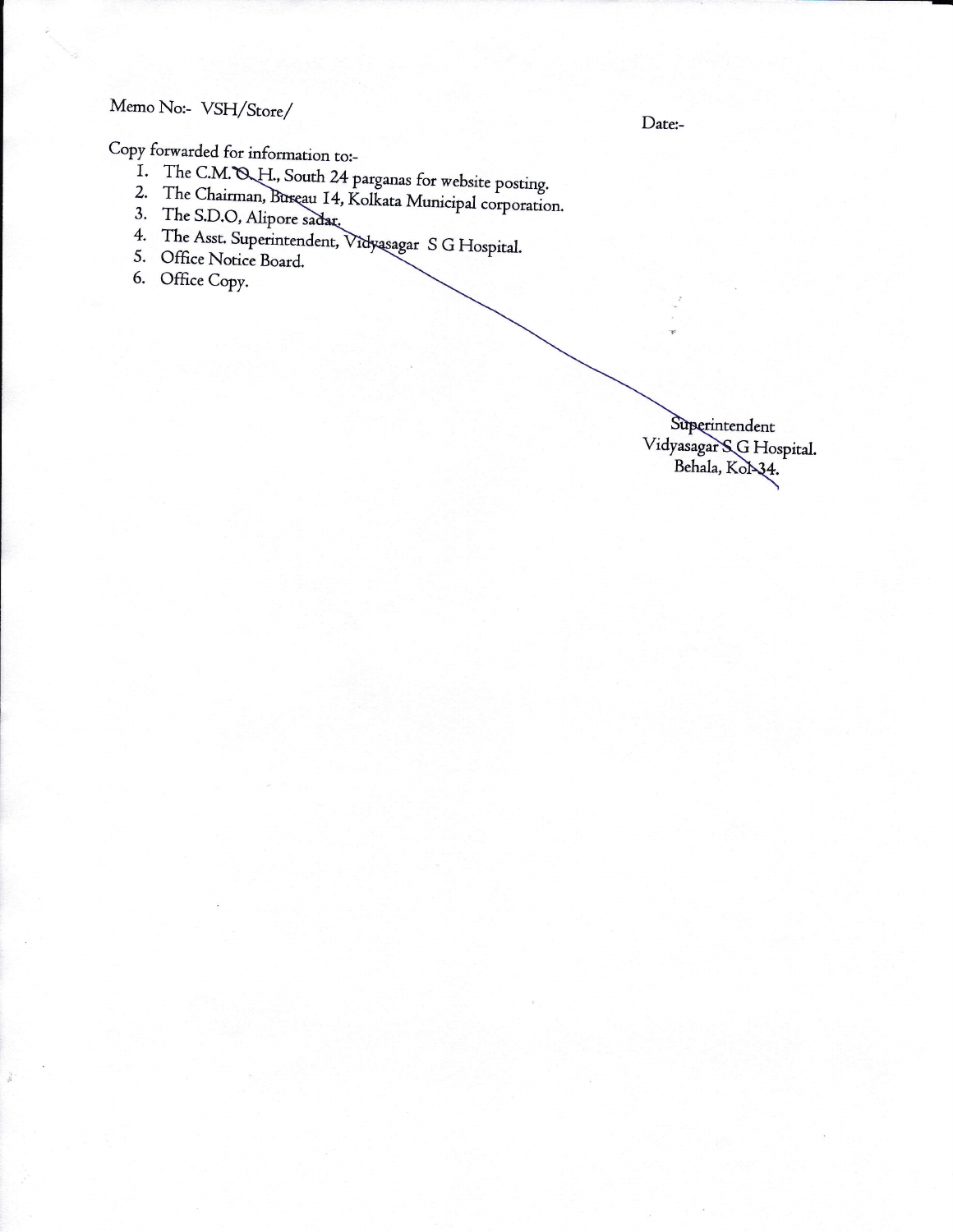Memo No:- VSH/Store/

Date:-

Copy forwarded for information to:-

1. The C.M.O.H., South 24 parganas for website posting.
2. The Chairman, Bureau 14, Kolkata Municipal corporation.
3. The S.D.O, Alipore sadar.
4. The Asst. Superintendent, Vidyasagar S G Hospital.
5. Office Notice Board.
6. Office Copy.

Superintendent
Vidyasagar S G Hospital.
Behala, Kol-34.